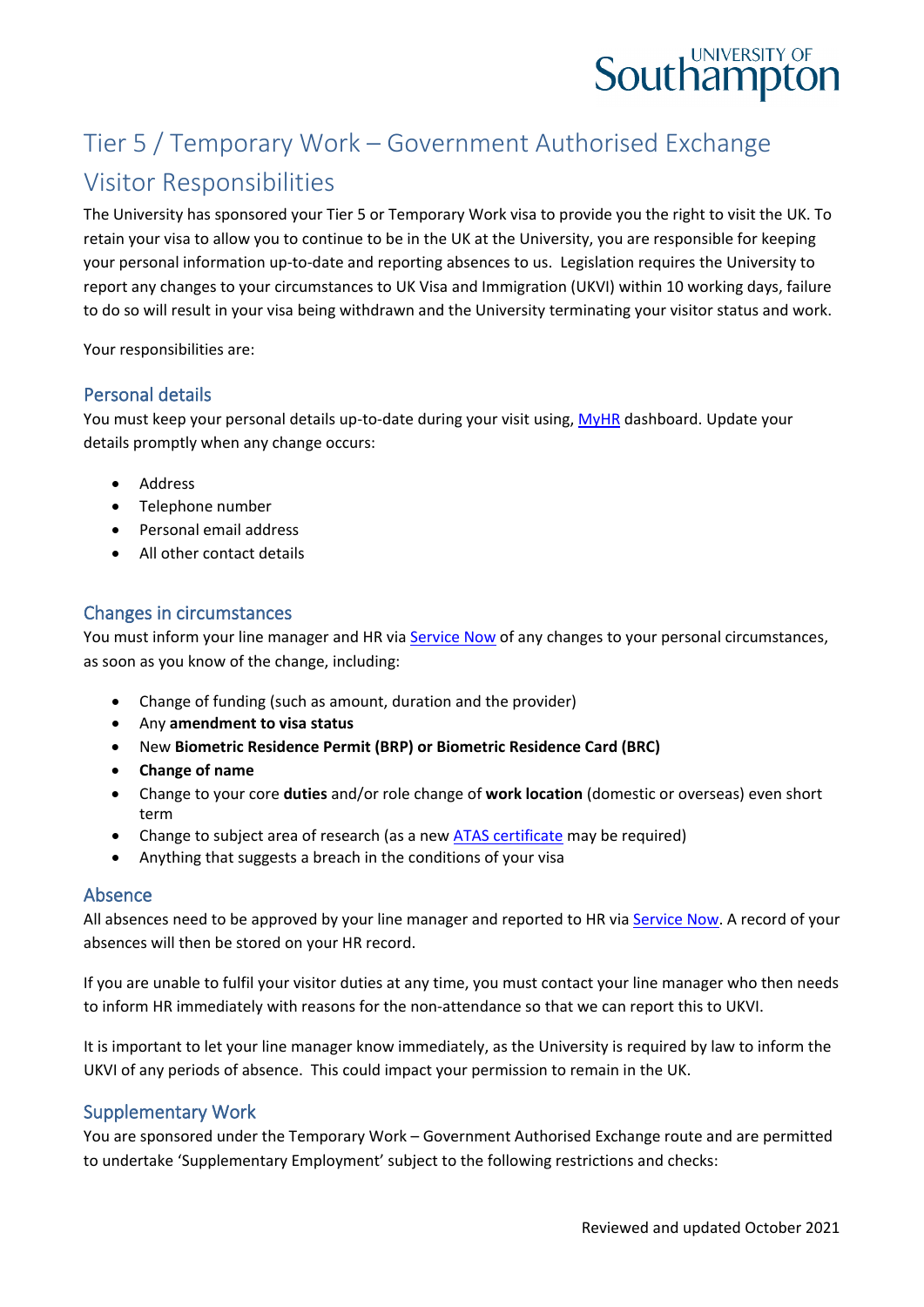# Tier 5 / Temporary Work – Government Authorised Exchange Visitor Responsibilities

The University has sponsored your Tier 5 or Temporary Work visa to provide you the right to visit the UK. To retain your visa to allow you to continue to be in the UK at the University, you are responsible for keeping your personal information up-to-date and reporting absences to us. Legislation requires the University to report any changes to your circumstances to UK Visa and Immigration (UKVI) within 10 working days, failure to do so will result in your visa being withdrawn and the University terminating your visitor status and work.

Your responsibilities are:

## Personal details

You must keep your personal details up-to-date during your visit using, MyHR dashboard. Update your details promptly when any change occurs:

- Address
- Telephone number
- Personal email address
- All other contact details

## Changes in circumstances

You must inform your line manager and HR via Service Now of any changes to your personal circumstances, as soon as you know of the change, including:

- Change of funding (such as amount, duration and the provider)
- Any **amendment to visa status**
- New **Biometric Residence Permit (BRP) or Biometric Residence Card (BRC)**
- **Change of name**
- Change to your core **duties** and/or role change of **work location** (domestic or overseas) even short term
- Change to subject area of research (as a new ATAS certificate may be required)
- Anything that suggests a breach in the conditions of your visa

## Absence

All absences need to be approved by your line manager and reported to HR via Service Now. A record of your absences will then be stored on your HR record.

If you are unable to fulfil your visitor duties at any time, you must contact your line manager who then needs to inform HR immediately with reasons for the non-attendance so that we can report this to UKVI.

It is important to let your line manager know immediately, as the University is required by law to inform the UKVI of any periods of absence. This could impact your permission to remain in the UK.

## Supplementary Work

You are sponsored under the Temporary Work – Government Authorised Exchange route and are permitted to undertake 'Supplementary Employment' subject to the following restrictions and checks:

Reviewed and updated October 2021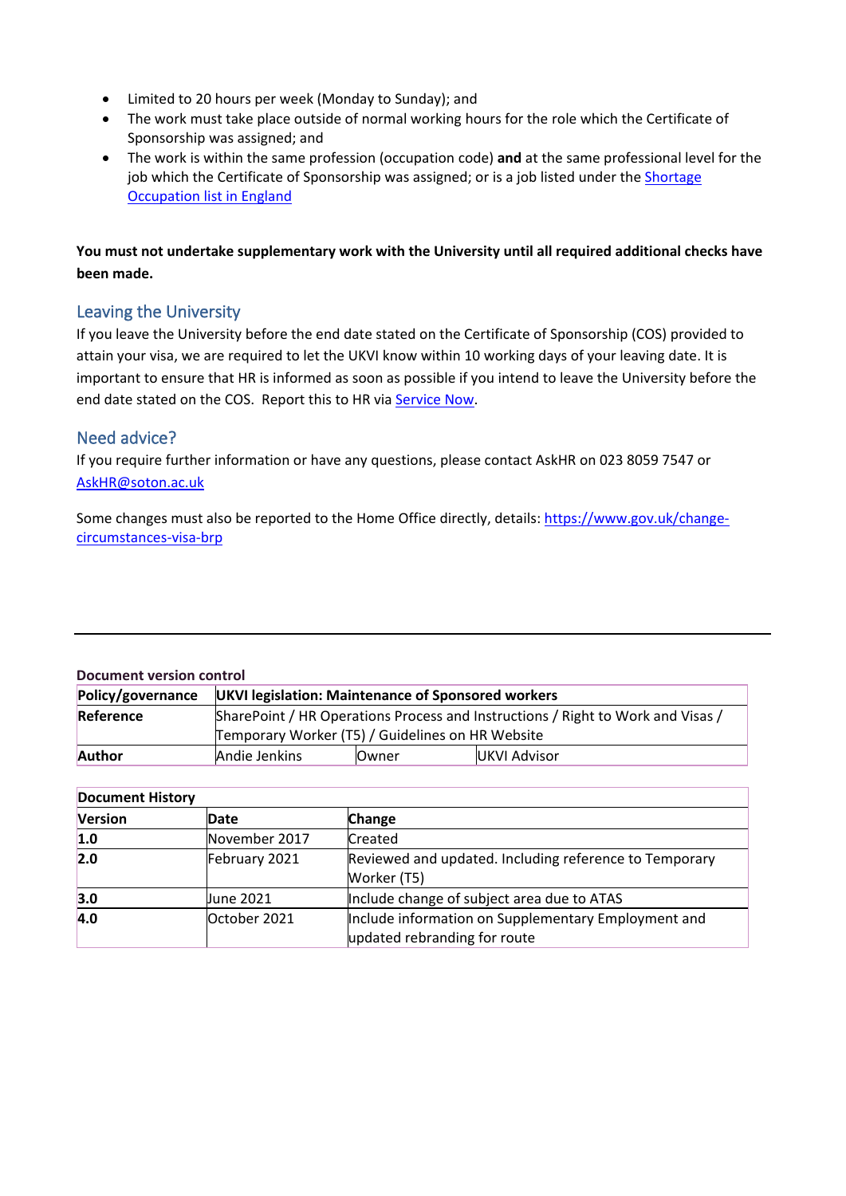- Limited to 20 hours per week (Monday to Sunday); and
- The work must take place outside of normal working hours for the role which the Certificate of Sponsorship was assigned; and
- The work is within the same profession (occupation code) **and** at the same professional level for the job which the Certificate of Sponsorship was assigned; or is a job listed under the Shortage Occupation list in England

**You must not undertake supplementary work with the University until all required additional checks have been made.**

## Leaving the University

If you leave the University before the end date stated on the Certificate of Sponsorship (COS) provided to attain your visa, we are required to let the UKVI know within 10 working days of your leaving date. It is important to ensure that HR is informed as soon as possible if you intend to leave the University before the end date stated on the COS. Report this to HR via Service Now.

## Need advice?

If you require further information or have any questions, please contact AskHR on 023 8059 7547 or AskHR@soton.ac.uk

Some changes must also be reported to the Home Office directly, details: https://www.gov.uk/change-circumstances-visa-brp

---

**Document version control**

| | | | |
|---|---|---|---|
| **Policy/governance** | **UKVI legislation: Maintenance of Sponsored workers** | | |
| **Reference** | SharePoint / HR Operations Process and Instructions / Right to Work and Visas / Temporary Worker (T5) / Guidelines on HR Website | | |
| **Author** | Andie Jenkins | Owner | UKVI Advisor |

**Document History**

| **Version** | **Date** | **Change** |
|---|---|---|
| **1.0** | November 2017 | Created |
| **2.0** | February 2021 | Reviewed and updated. Including reference to Temporary Worker (T5) |
| **3.0** | June 2021 | Include change of subject area due to ATAS |
| **4.0** | October 2021 | Include information on Supplementary Employment and updated rebranding for route |